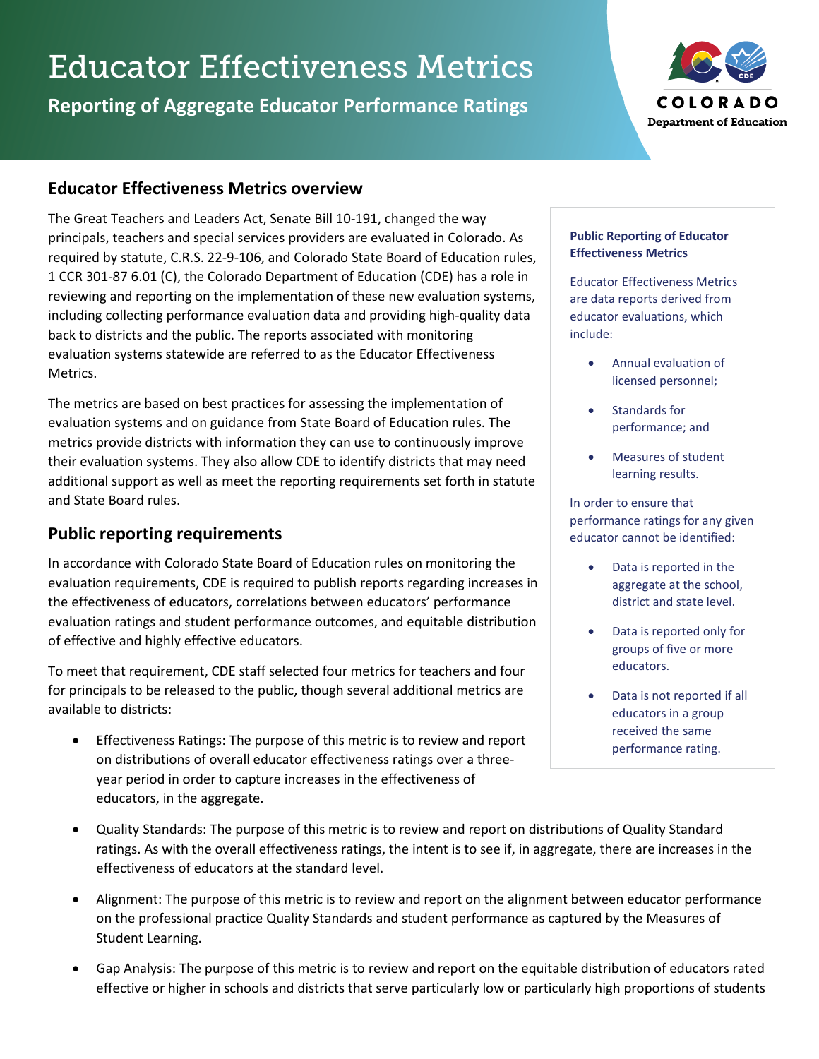# Educator Effectiveness Metrics

**Reporting of Aggregate Educator Performance Ratings**

COLORADO
Department of Education

## Educator Effectiveness Metrics overview

The Great Teachers and Leaders Act, Senate Bill 10-191, changed the way principals, teachers and special services providers are evaluated in Colorado. As required by statute, C.R.S. 22-9-106, and Colorado State Board of Education rules, 1 CCR 301-87 6.01 (C), the Colorado Department of Education (CDE) has a role in reviewing and reporting on the implementation of these new evaluation systems, including collecting performance evaluation data and providing high-quality data back to districts and the public. The reports associated with monitoring evaluation systems statewide are referred to as the Educator Effectiveness Metrics.

The metrics are based on best practices for assessing the implementation of evaluation systems and on guidance from State Board of Education rules. The metrics provide districts with information they can use to continuously improve their evaluation systems. They also allow CDE to identify districts that may need additional support as well as meet the reporting requirements set forth in statute and State Board rules.

**Public Reporting of Educator Effectiveness Metrics**

Educator Effectiveness Metrics are data reports derived from educator evaluations, which include:

- Annual evaluation of licensed personnel;
- Standards for performance; and
- Measures of student learning results.

In order to ensure that performance ratings for any given educator cannot be identified:

- Data is reported in the aggregate at the school, district and state level.
- Data is reported only for groups of five or more educators.
- Data is not reported if all educators in a group received the same performance rating.

## Public reporting requirements

In accordance with Colorado State Board of Education rules on monitoring the evaluation requirements, CDE is required to publish reports regarding increases in the effectiveness of educators, correlations between educators' performance evaluation ratings and student performance outcomes, and equitable distribution of effective and highly effective educators.

To meet that requirement, CDE staff selected four metrics for teachers and four for principals to be released to the public, though several additional metrics are available to districts:

- Effectiveness Ratings: The purpose of this metric is to review and report on distributions of overall educator effectiveness ratings over a three-year period in order to capture increases in the effectiveness of educators, in the aggregate.
- Quality Standards: The purpose of this metric is to review and report on distributions of Quality Standard ratings. As with the overall effectiveness ratings, the intent is to see if, in aggregate, there are increases in the effectiveness of educators at the standard level.
- Alignment: The purpose of this metric is to review and report on the alignment between educator performance on the professional practice Quality Standards and student performance as captured by the Measures of Student Learning.
- Gap Analysis: The purpose of this metric is to review and report on the equitable distribution of educators rated effective or higher in schools and districts that serve particularly low or particularly high proportions of students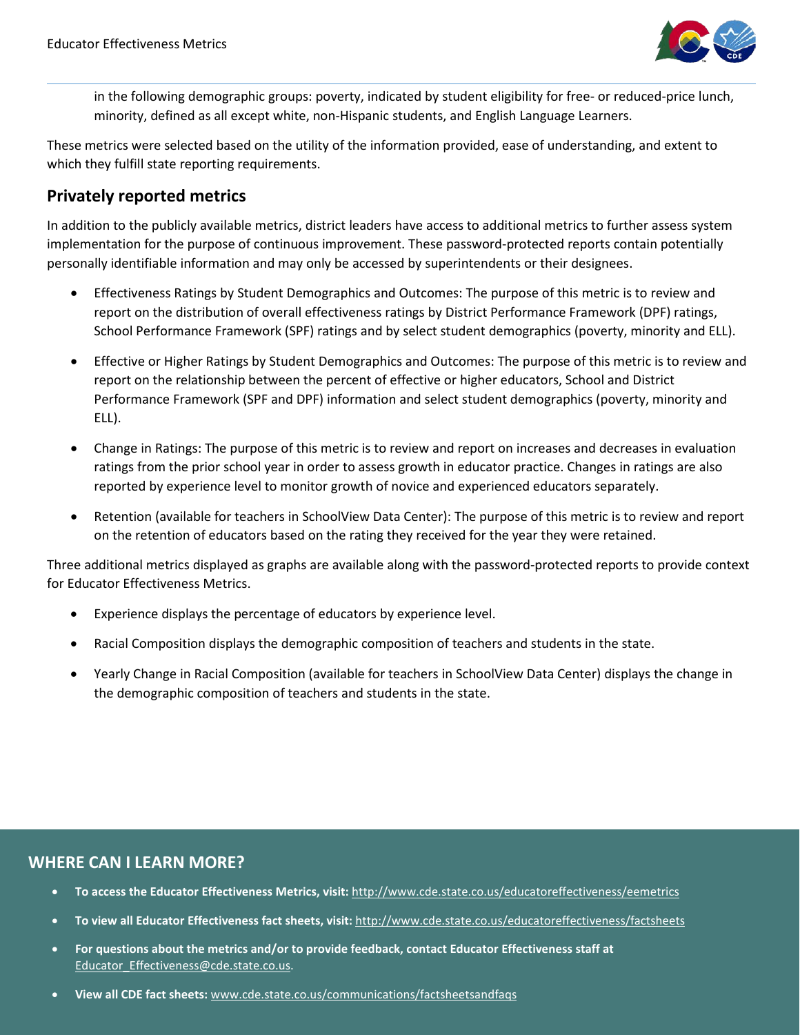in the following demographic groups: poverty, indicated by student eligibility for free- or reduced-price lunch, minority, defined as all except white, non-Hispanic students, and English Language Learners.

These metrics were selected based on the utility of the information provided, ease of understanding, and extent to which they fulfill state reporting requirements.

## Privately reported metrics

In addition to the publicly available metrics, district leaders have access to additional metrics to further assess system implementation for the purpose of continuous improvement. These password-protected reports contain potentially personally identifiable information and may only be accessed by superintendents or their designees.

- Effectiveness Ratings by Student Demographics and Outcomes: The purpose of this metric is to review and report on the distribution of overall effectiveness ratings by District Performance Framework (DPF) ratings, School Performance Framework (SPF) ratings and by select student demographics (poverty, minority and ELL).
- Effective or Higher Ratings by Student Demographics and Outcomes: The purpose of this metric is to review and report on the relationship between the percent of effective or higher educators, School and District Performance Framework (SPF and DPF) information and select student demographics (poverty, minority and ELL).
- Change in Ratings: The purpose of this metric is to review and report on increases and decreases in evaluation ratings from the prior school year in order to assess growth in educator practice. Changes in ratings are also reported by experience level to monitor growth of novice and experienced educators separately.
- Retention (available for teachers in SchoolView Data Center): The purpose of this metric is to review and report on the retention of educators based on the rating they received for the year they were retained.

Three additional metrics displayed as graphs are available along with the password-protected reports to provide context for Educator Effectiveness Metrics.

- Experience displays the percentage of educators by experience level.
- Racial Composition displays the demographic composition of teachers and students in the state.
- Yearly Change in Racial Composition (available for teachers in SchoolView Data Center) displays the change in the demographic composition of teachers and students in the state.

## WHERE CAN I LEARN MORE?

- **To access the Educator Effectiveness Metrics, visit:** http://www.cde.state.co.us/educatoreffectiveness/eemetrics
- **To view all Educator Effectiveness fact sheets, visit:** http://www.cde.state.co.us/educatoreffectiveness/factsheets
- **For questions about the metrics and/or to provide feedback, contact Educator Effectiveness staff at** Educator_Effectiveness@cde.state.co.us.
- **View all CDE fact sheets:** www.cde.state.co.us/communications/factsheetsandfaqs